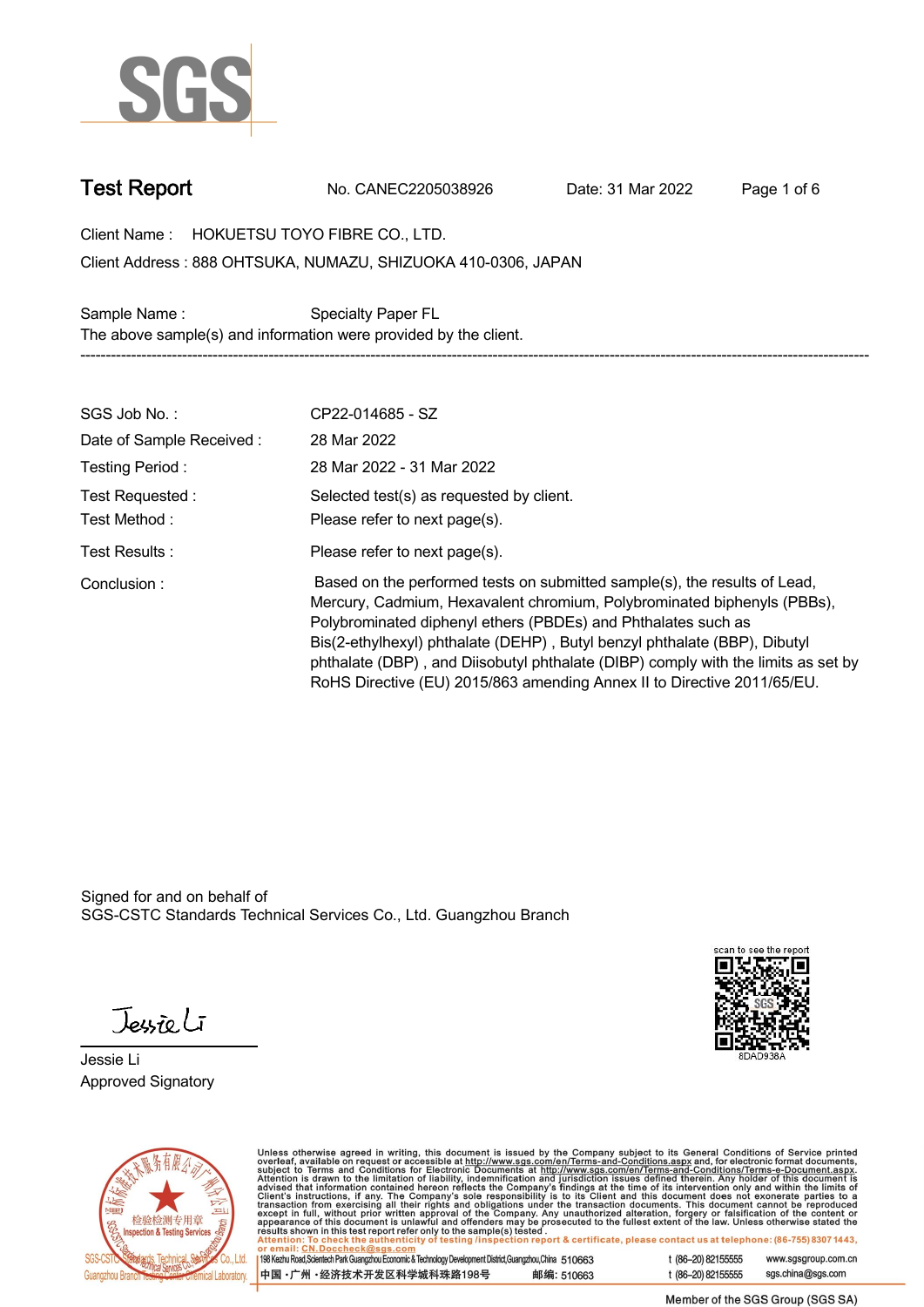# Test Report

No. CANEC2205038926 Date: 31 Mar 2022

Client Name : HOKUETSU TOYO FIBRE CO., LTD.

Client Address : 888 OHTSUKA, NUMAZU, SHIZUOKA 410-0306, JAPAN

Sample Name : Specialty Paper FL

The above sample(s) and information were provided by the client.

---

| | |
|---|---|
| SGS Job No. : | CP22-014685 - SZ |
| Date of Sample Received : | 28 Mar 2022 |
| Testing Period : | 28 Mar 2022 - 31 Mar 2022 |
| Test Requested : | Selected test(s) as requested by client. |
| Test Method : | Please refer to next page(s). |
| Test Results : | Please refer to next page(s). |
| Conclusion : | Based on the performed tests on submitted sample(s), the results of Lead, Mercury, Cadmium, Hexavalent chromium, Polybrominated biphenyls (PBBs), Polybrominated diphenyl ethers (PBDEs) and Phthalates such as Bis(2-ethylhexyl) phthalate (DEHP) , Butyl benzyl phthalate (BBP), Dibutyl phthalate (DBP) , and Diisobutyl phthalate (DIBP) comply with the limits as set by RoHS Directive (EU) 2015/863 amending Annex II to Directive 2011/65/EU. |

Signed for and on behalf of
SGS-CSTC Standards Technical Services Co., Ltd. Guangzhou Branch

Jessie Li
Approved Signatory

scan to see the report
8DAD938A

Unless otherwise agreed in writing, this document is issued by the Company subject to its General Conditions of Service printed overleaf, available on request or accessible at http://www.sgs.com/en/Terms-and-Conditions.aspx and, for electronic format documents, subject to Terms and Conditions for Electronic Documents at http://www.sgs.com/en/Terms-and-Conditions/Terms-e-Document.aspx. Attention is drawn to the limitation of liability, indemnification and jurisdiction issues defined therein. Any holder of this document is advised that information contained hereon reflects the Company's findings at the time of its intervention only and within the limits of Client's instructions, if any. The Company's sole responsibility is to its Client and this document does not exonerate parties to a transaction from exercising all their rights and obligations under the transaction documents. This document cannot be reproduced except in full, without prior written approval of the Company. Any unauthorized alteration, forgery or falsification of the content or appearance of this document is unlawful and offenders may be prosecuted to the fullest extent of the law. Unless otherwise stated the results shown in this test report refer only to the sample(s) tested.

Attention: To check the authenticity of testing /inspection report & certificate, please contact us at telephone: (86-755) 8307 1443, or email: CN.Doccheck@sgs.com

198 Kezhu Road,Scientech Park Guangzhou Economic & Technology Development District,Guangzhou,China 510663 t (86–20) 82155555 www.sgsgroup.com.cn

中国 ·广州 ·经济技术开发区科学城科珠路198号 邮编: 510663 t (86–20) 82155555 sgs.china@sgs.com

Member of the SGS Group (SGS SA)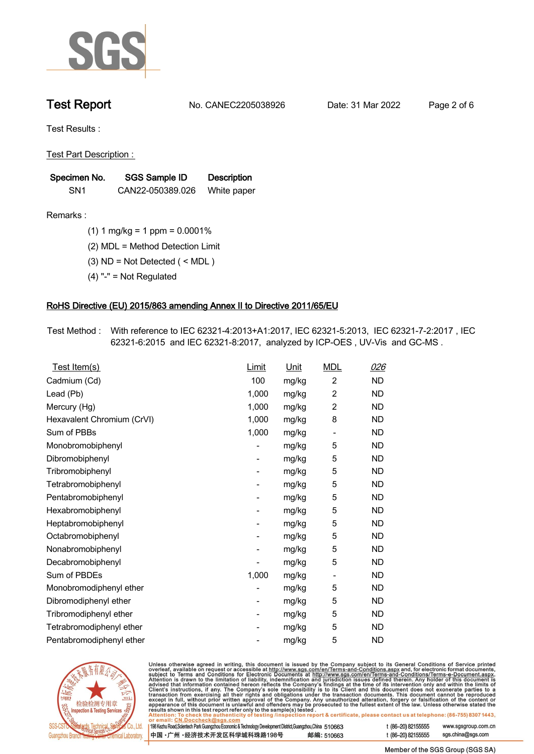# Test Report

No. CANEC2205038926 Date: 31 Mar 2022

Test Results :

Test Part Description :

| Specimen No. | SGS Sample ID | Description |
|---|---|---|
| SN1 | CAN22-050389.026 | White paper |

Remarks :

(1) 1 mg/kg = 1 ppm = 0.0001%

(2) MDL = Method Detection Limit

(3) ND = Not Detected ( < MDL )

(4) "-" = Not Regulated

## RoHS Directive (EU) 2015/863 amending Annex II to Directive 2011/65/EU

Test Method : With reference to IEC 62321-4:2013+A1:2017, IEC 62321-5:2013, IEC 62321-7-2:2017 , IEC 62321-6:2015 and IEC 62321-8:2017, analyzed by ICP-OES , UV-Vis and GC-MS .

| Test Item(s) | Limit | Unit | MDL | 026 |
|---|---|---|---|---|
| Cadmium (Cd) | 100 | mg/kg | 2 | ND |
| Lead (Pb) | 1,000 | mg/kg | 2 | ND |
| Mercury (Hg) | 1,000 | mg/kg | 2 | ND |
| Hexavalent Chromium (CrVI) | 1,000 | mg/kg | 8 | ND |
| Sum of PBBs | 1,000 | mg/kg | - | ND |
| Monobromobiphenyl | - | mg/kg | 5 | ND |
| Dibromobiphenyl | - | mg/kg | 5 | ND |
| Tribromobiphenyl | - | mg/kg | 5 | ND |
| Tetrabromobiphenyl | - | mg/kg | 5 | ND |
| Pentabromobiphenyl | - | mg/kg | 5 | ND |
| Hexabromobiphenyl | - | mg/kg | 5 | ND |
| Heptabromobiphenyl | - | mg/kg | 5 | ND |
| Octabromobiphenyl | - | mg/kg | 5 | ND |
| Nonabromobiphenyl | - | mg/kg | 5 | ND |
| Decabromobiphenyl | - | mg/kg | 5 | ND |
| Sum of PBDEs | 1,000 | mg/kg | - | ND |
| Monobromodiphenyl ether | - | mg/kg | 5 | ND |
| Dibromodiphenyl ether | - | mg/kg | 5 | ND |
| Tribromodiphenyl ether | - | mg/kg | 5 | ND |
| Tetrabromodiphenyl ether | - | mg/kg | 5 | ND |
| Pentabromodiphenyl ether | - | mg/kg | 5 | ND |

Unless otherwise agreed in writing, this document is issued by the Company subject to its General Conditions of Service printed overleaf, available on request or accessible at http://www.sgs.com/en/Terms-and-Conditions.aspx and, for electronic format documents, subject to Terms and Conditions for Electronic Documents at http://www.sgs.com/en/Terms-and-Conditions/Terms-e-Document.aspx. Attention is drawn to the limitation of liability, indemnification and jurisdiction issues defined therein. Any holder of this document is advised that information contained hereon reflects the Company's findings at the time of its intervention only and within the limits of Client's instructions, if any. The Company's sole responsibility is to its Client and this document does not exonerate parties to a transaction from exercising all their rights and obligations under the transaction documents. This document cannot be reproduced except in full, without prior written approval of the Company. Any unauthorized alteration, forgery or falsification of the content or appearance of this document is unlawful and offenders may be prosecuted to the fullest extent of the law. Unless otherwise stated the results shown in this test report refer only to the sample(s) tested .

Attention: To check the authenticity of testing /inspection report & certificate, please contact us at telephone: (86-755) 8307 1443, or email: CN.Doccheck@sgs.com

198 Kezhu Road,Scientech Park Guangzhou Economic & Technology Development District,Guangzhou,China 510663 t (86-20) 82155555 www.sgsgroup.com.cn

中国・广州・经济技术开发区科学城科珠路198号 邮编: 510663 t (86-20) 82155555 sgs.china@sgs.com

Member of the SGS Group (SGS SA)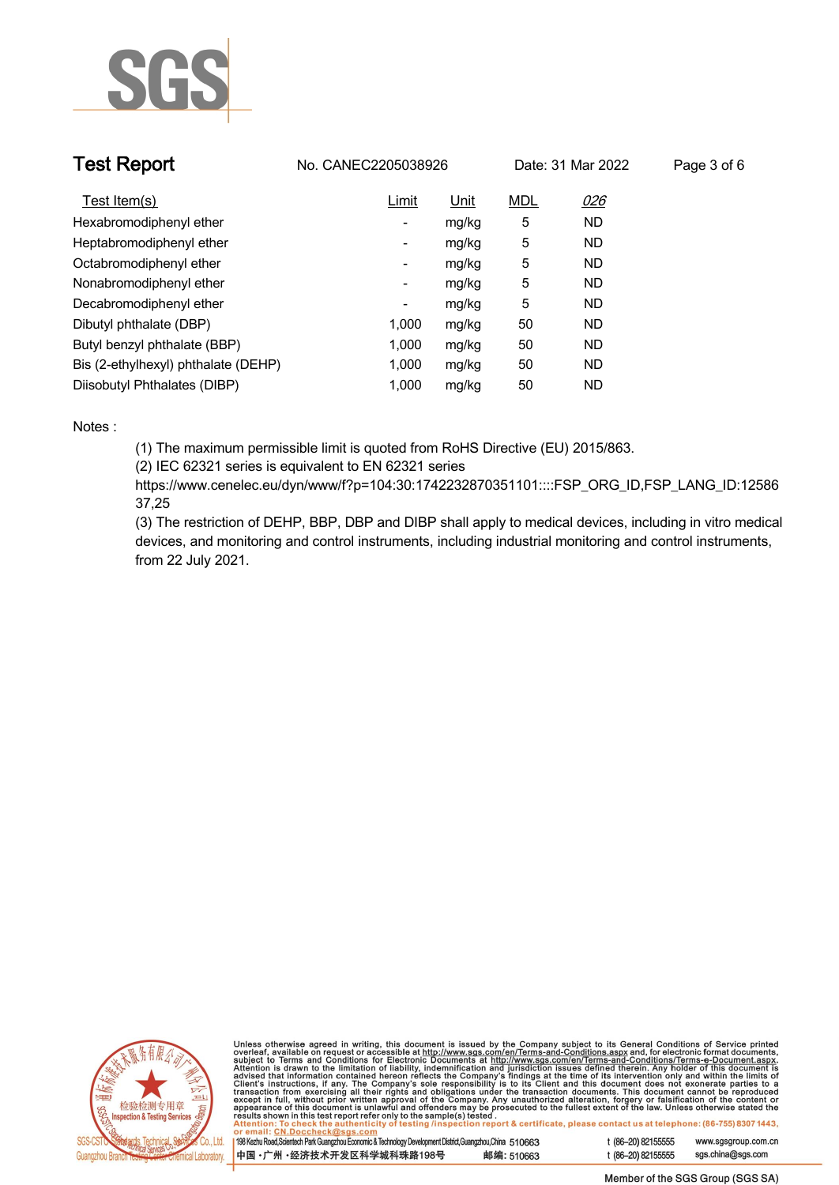| Test Item(s) | Limit | Unit | MDL | 026 |
|---|---|---|---|---|
| Hexabromodiphenyl ether | - | mg/kg | 5 | ND |
| Heptabromodiphenyl ether | - | mg/kg | 5 | ND |
| Octabromodiphenyl ether | - | mg/kg | 5 | ND |
| Nonabromodiphenyl ether | - | mg/kg | 5 | ND |
| Decabromodiphenyl ether | - | mg/kg | 5 | ND |
| Dibutyl phthalate (DBP) | 1,000 | mg/kg | 50 | ND |
| Butyl benzyl phthalate (BBP) | 1,000 | mg/kg | 50 | ND |
| Bis (2-ethylhexyl) phthalate (DEHP) | 1,000 | mg/kg | 50 | ND |
| Diisobutyl Phthalates (DIBP) | 1,000 | mg/kg | 50 | ND |

Notes :

(1) The maximum permissible limit is quoted from RoHS Directive (EU) 2015/863.

(2) IEC 62321 series is equivalent to EN 62321 series
https://www.cenelec.eu/dyn/www/f?p=104:30:1742232870351101::::FSP_ORG_ID,FSP_LANG_ID:1258637,25

(3) The restriction of DEHP, BBP, DBP and DIBP shall apply to medical devices, including in vitro medical devices, and monitoring and control instruments, including industrial monitoring and control instruments, from 22 July 2021.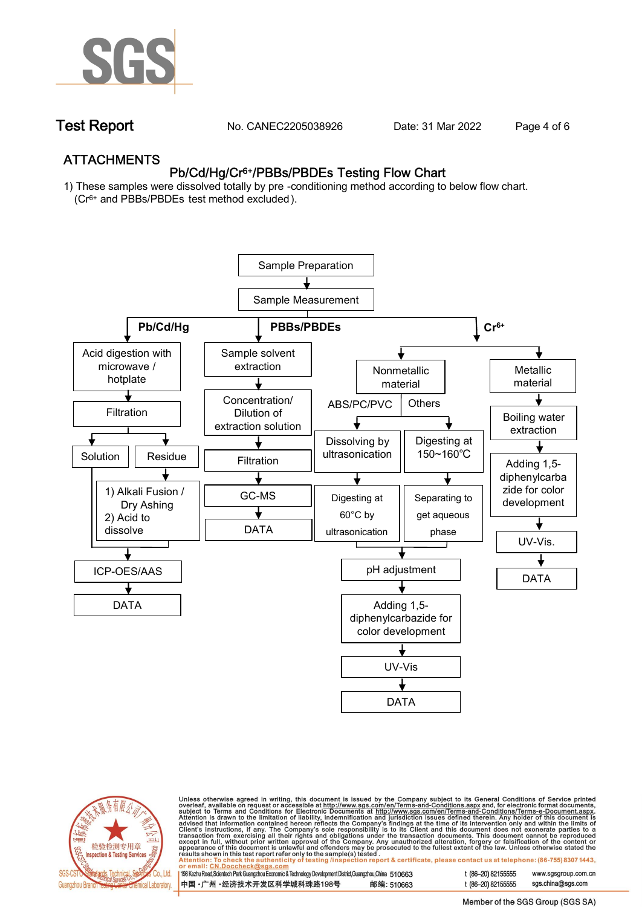## ATTACHMENTS

### Pb/Cd/Hg/$Cr^{6+}$/PBBs/PBDEs Testing Flow Chart

1) These samples were dissolved totally by pre -conditioning method according to below flow chart. ($Cr^{6+}$ and PBBs/PBDEs test method excluded).

Sample Preparation → Sample Measurement

**Pb/Cd/Hg**

- Acid digestion with microwave / hotplate
- Filtration
- Solution / Residue
  - Residue → 1) Alkali Fusion / Dry Ashing 2) Acid to dissolve
- ICP-OES/AAS
- DATA

**PBBs/PBDEs**

- Sample solvent extraction
- Concentration/ Dilution of extraction solution
- Filtration
- GC-MS
- DATA

**$Cr^{6+}$**

- Nonmetallic material
  - ABS/PC/PVC: Dissolving by ultrasonication → Digesting at 60°C by ultrasonication
  - Others: Digesting at 150~160℃ → Separating to get aqueous phase
  - pH adjustment
  - Adding 1,5-diphenylcarbazide for color development
  - UV-Vis
  - DATA
- Metallic material
  - Boiling water extraction
  - Adding 1,5-diphenylcarbazide for color development
  - UV-Vis.
  - DATA

Unless otherwise agreed in writing, this document is issued by the Company subject to its General Conditions of Service printed overleaf, available on request or accessible at http://www.sgs.com/en/Terms-and-Conditions.aspx and, for electronic format documents, subject to Terms and Conditions for Electronic Documents at http://www.sgs.com/en/Terms-and-Conditions/Terms-e-Document.aspx. Attention is drawn to the limitation of liability, indemnification and jurisdiction issues defined therein. Any holder of this document is advised that information contained hereon reflects the Company's findings at the time of its intervention only and within the limits of Client's instructions, if any. The Company's sole responsibility is to its Client and this document does not exonerate parties to a transaction from exercising all their rights and obligations under the transaction documents. This document cannot be reproduced except in full, without prior written approval of the Company. Any unauthorized alteration, forgery or falsification of the content or appearance of this document is unlawful and offenders may be prosecuted to the fullest extent of the law. Unless otherwise stated the results shown in this test report refer only to the sample(s) tested.

Attention: To check the authenticity of testing /inspection report & certificate, please contact us at telephone: (86-755) 8307 1443, or email: CN.Doccheck@sgs.com

198 Kezhu Road,Scientech Park Guangzhou Economic & Technology Development District,Guangzhou,China 510663 t (86–20) 82155555 www.sgsgroup.com.cn

中国 ·广州 ·经济技术开发区科学城科珠路198号 邮编: 510663 t (86–20) 82155555 sgs.china@sgs.com

Member of the SGS Group (SGS SA)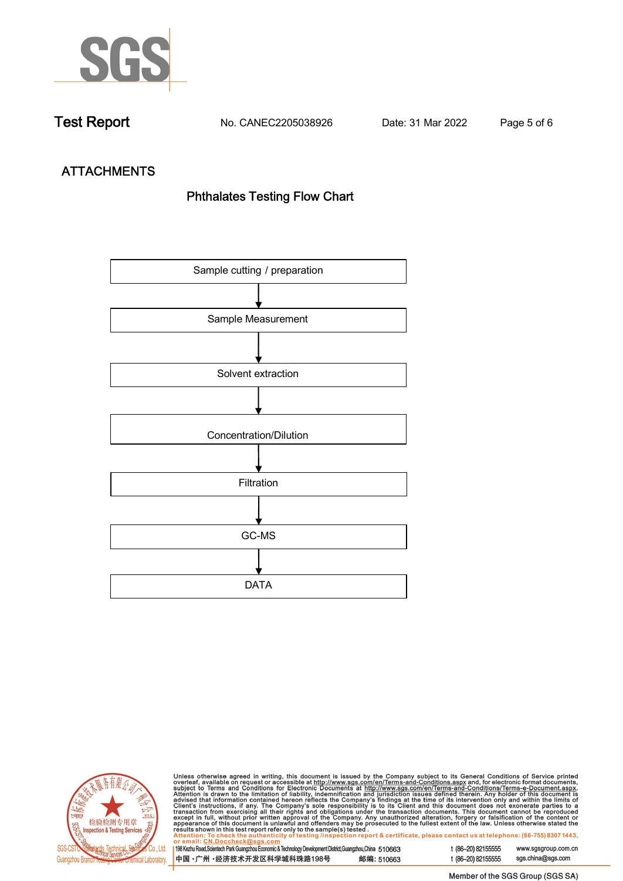Test Report No. CANEC2205038926 Date: 31 Mar 2022

## ATTACHMENTS

### Phthalates Testing Flow Chart

Sample cutting / preparation

↓

Sample Measurement

↓

Solvent extraction

↓

Concentration/Dilution

↓

Filtration

↓

GC-MS

↓

DATA

Unless otherwise agreed in writing, this document is issued by the Company subject to its General Conditions of Service printed overleaf, available on request or accessible at http://www.sgs.com/en/Terms-and-Conditions.aspx and, for electronic format documents, subject to Terms and Conditions for Electronic Documents at http://www.sgs.com/en/Terms-and-Conditions/Terms-e-Document.aspx. Attention is drawn to the limitation of liability, indemnification and jurisdiction issues defined therein. Any holder of this document is advised that information contained hereon reflects the Company's findings at the time of its intervention only and within the limits of Client's instructions, if any. The Company's sole responsibility is to its Client and this document does not exonerate parties to a transaction from exercising all their rights and obligations under the transaction documents. This document cannot be reproduced except in full, without prior written approval of the Company. Any unauthorized alteration, forgery or falsification of the content or appearance of this document is unlawful and offenders may be prosecuted to the fullest extent of the law. Unless otherwise stated the results shown in this test report refer only to the sample(s) tested.

Attention: To check the authenticity of testing /inspection report & certificate, please contact us at telephone: (86-755) 8307 1443, or email: CN.Doccheck@sgs.com

198 Kezhu Road,Scientech Park Guangzhou Economic & Technology Development District,Guangzhou,China 510663 t (86–20) 82155555 www.sgsgroup.com.cn

中国 ·广州 ·经济技术开发区科学城科珠路198号 邮编: 510663 t (86–20) 82155555 sgs.china@sgs.com

Member of the SGS Group (SGS SA)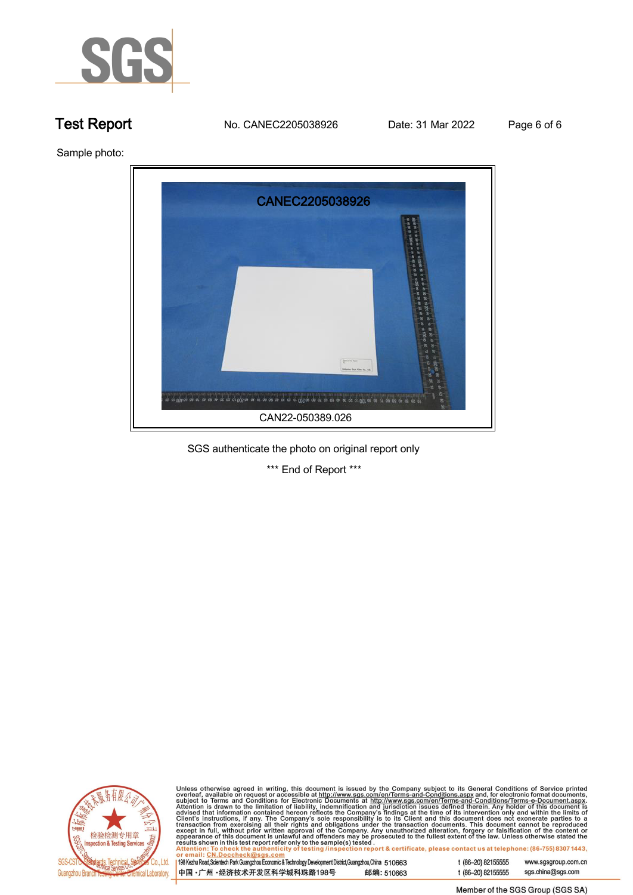Test Report No. CANEC2205038926 Date: 31 Mar 2022

Sample photo:

CANEC2205038926

CAN22-050389.026

SGS authenticate the photo on original report only

*** End of Report ***

Unless otherwise agreed in writing, this document is issued by the Company subject to its General Conditions of Service printed overleaf, available on request or accessible at http://www.sgs.com/en/Terms-and-Conditions.aspx and, for electronic format documents, subject to Terms and Conditions for Electronic Documents at http://www.sgs.com/en/Terms-and-Conditions/Terms-e-Document.aspx. Attention is drawn to the limitation of liability, indemnification and jurisdiction issues defined therein. Any holder of this document is advised that information contained hereon reflects the Company's findings at the time of its intervention only and within the limits of Client's instructions, if any. The Company's sole responsibility is to its Client and this document does not exonerate parties to a transaction from exercising all their rights and obligations under the transaction documents. This document cannot be reproduced except in full, without prior written approval of the Company. Any unauthorized alteration, forgery or falsification of the content or appearance of this document is unlawful and offenders may be prosecuted to the fullest extent of the law. Unless otherwise stated the results shown in this test report refer only to the sample(s) tested.
Attention: To check the authenticity of testing /inspection report & certificate, please contact us at telephone: (86-755) 8307 1443, or email: CN.Doccheck@sgs.com

SGS-CSTC Standards Technical Services Co., Ltd. Guangzhou Branch Testing Center Chemical Laboratory.

198 Kezhu Road,Scientech Park Guangzhou Economic & Technology Development District,Guangzhou,China 510663 t (86–20) 82155555 www.sgsgroup.com.cn
中国 ·广州 ·经济技术开发区科学城科珠路198号 邮编: 510663 t (86–20) 82155555 sgs.china@sgs.com

Member of the SGS Group (SGS SA)